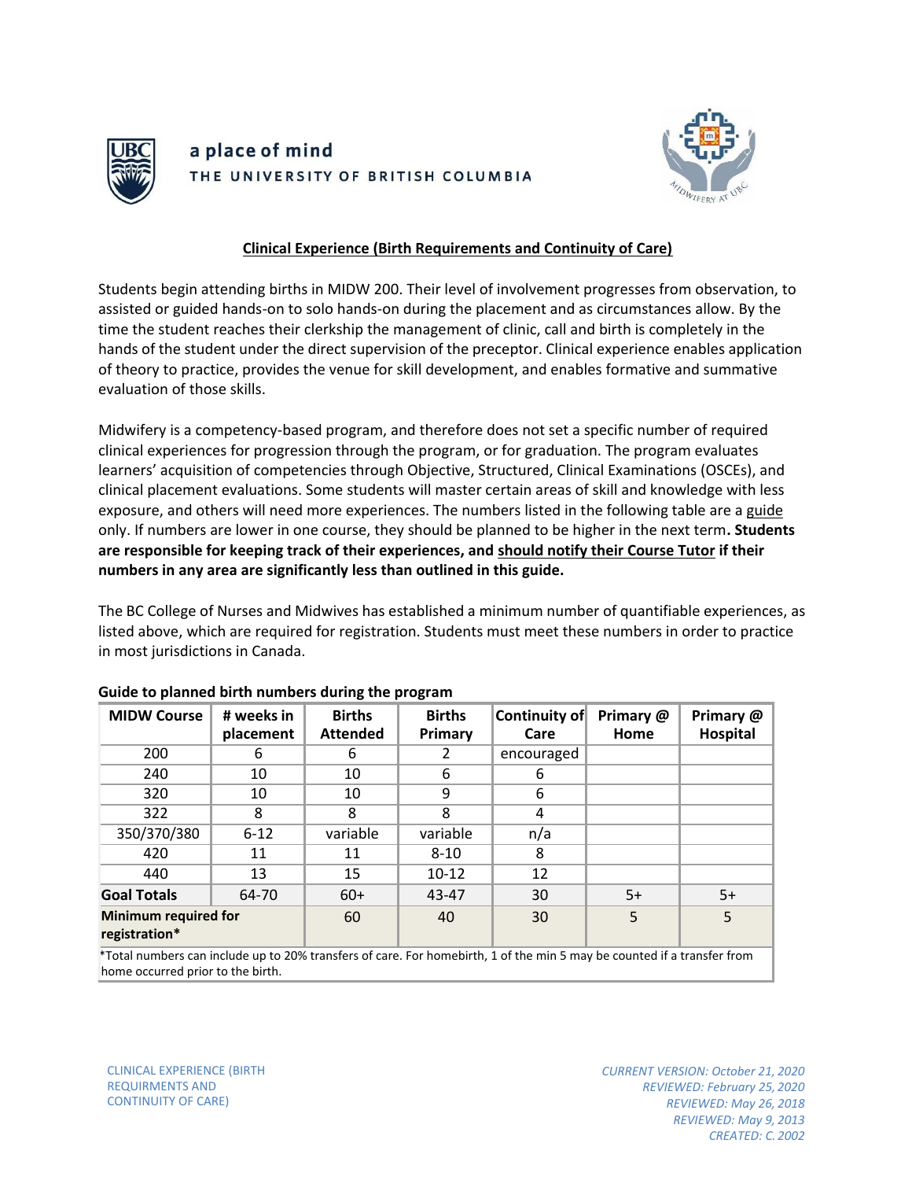a place of mind
THE UNIVERSITY OF BRITISH COLUMBIA

## Clinical Experience (Birth Requirements and Continuity of Care)

Students begin attending births in MIDW 200. Their level of involvement progresses from observation, to assisted or guided hands-on to solo hands-on during the placement and as circumstances allow. By the time the student reaches their clerkship the management of clinic, call and birth is completely in the hands of the student under the direct supervision of the preceptor. Clinical experience enables application of theory to practice, provides the venue for skill development, and enables formative and summative evaluation of those skills.

Midwifery is a competency-based program, and therefore does not set a specific number of required clinical experiences for progression through the program, or for graduation. The program evaluates learners' acquisition of competencies through Objective, Structured, Clinical Examinations (OSCEs), and clinical placement evaluations. Some students will master certain areas of skill and knowledge with less exposure, and others will need more experiences. The numbers listed in the following table are a guide only. If numbers are lower in one course, they should be planned to be higher in the next term. **Students are responsible for keeping track of their experiences, and should notify their Course Tutor if their numbers in any area are significantly less than outlined in this guide.**

The BC College of Nurses and Midwives has established a minimum number of quantifiable experiences, as listed above, which are required for registration. Students must meet these numbers in order to practice in most jurisdictions in Canada.

**Guide to planned birth numbers during the program**

| MIDW Course | # weeks in placement | Births Attended | Births Primary | Continuity of Care | Primary @ Home | Primary @ Hospital |
|---|---|---|---|---|---|---|
| 200 | 6 | 6 | 2 | encouraged | | |
| 240 | 10 | 10 | 6 | 6 | | |
| 320 | 10 | 10 | 9 | 6 | | |
| 322 | 8 | 8 | 8 | 4 | | |
| 350/370/380 | 6-12 | variable | variable | n/a | | |
| 420 | 11 | 11 | 8-10 | 8 | | |
| 440 | 13 | 15 | 10-12 | 12 | | |
| **Goal Totals** | 64-70 | 60+ | 43-47 | 30 | 5+ | 5+ |
| **Minimum required for registration*** | | 60 | 40 | 30 | 5 | 5 |

*Total numbers can include up to 20% transfers of care. For homebirth, 1 of the min 5 may be counted if a transfer from home occurred prior to the birth.

CLINICAL EXPERIENCE (BIRTH REQUIRMENTS AND CONTINUITY OF CARE)

*CURRENT VERSION: October 21, 2020*
*REVIEWED: February 25, 2020*
*REVIEWED: May 26, 2018*
*REVIEWED: May 9, 2013*
*CREATED: C. 2002*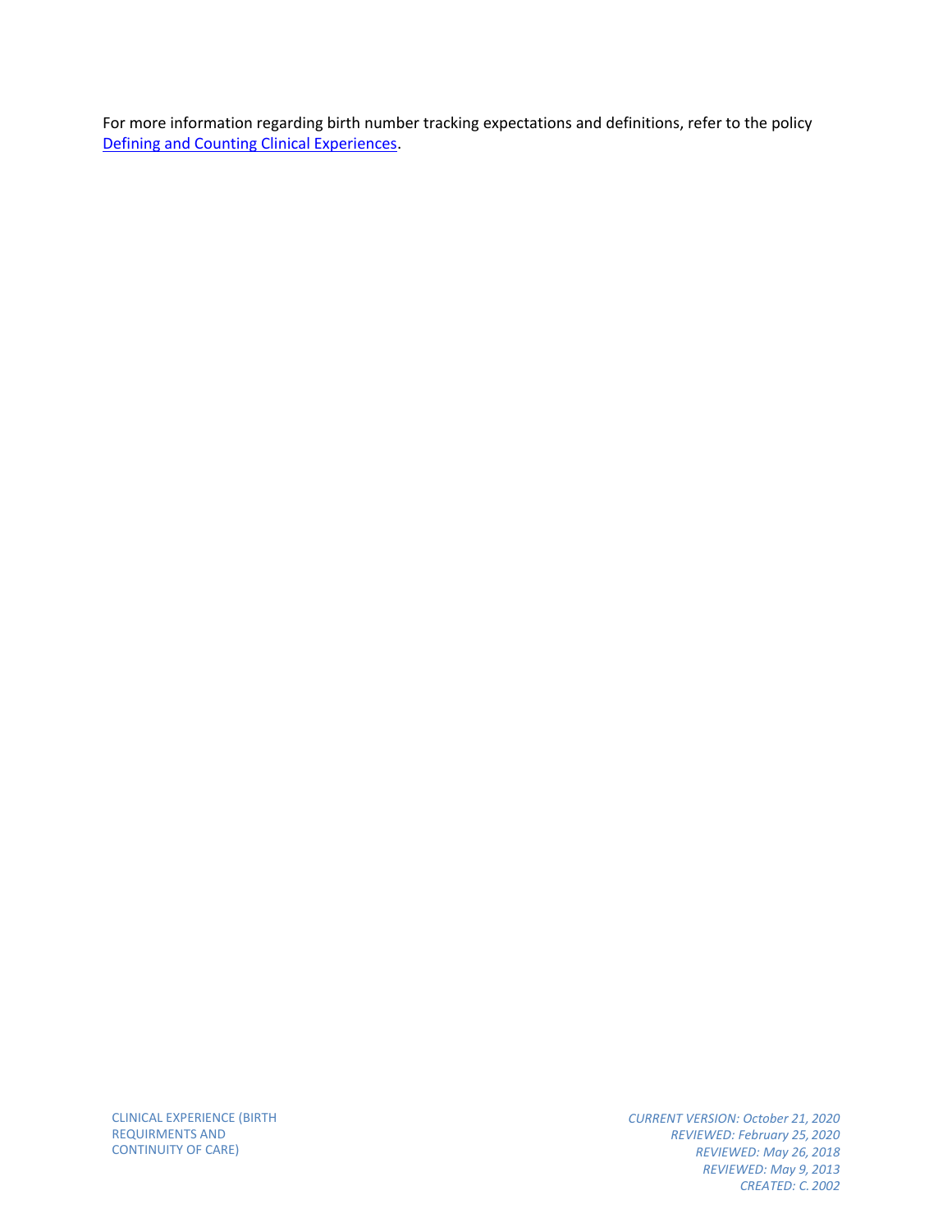For more information regarding birth number tracking expectations and definitions, refer to the policy [Defining and Counting Clinical Experiences].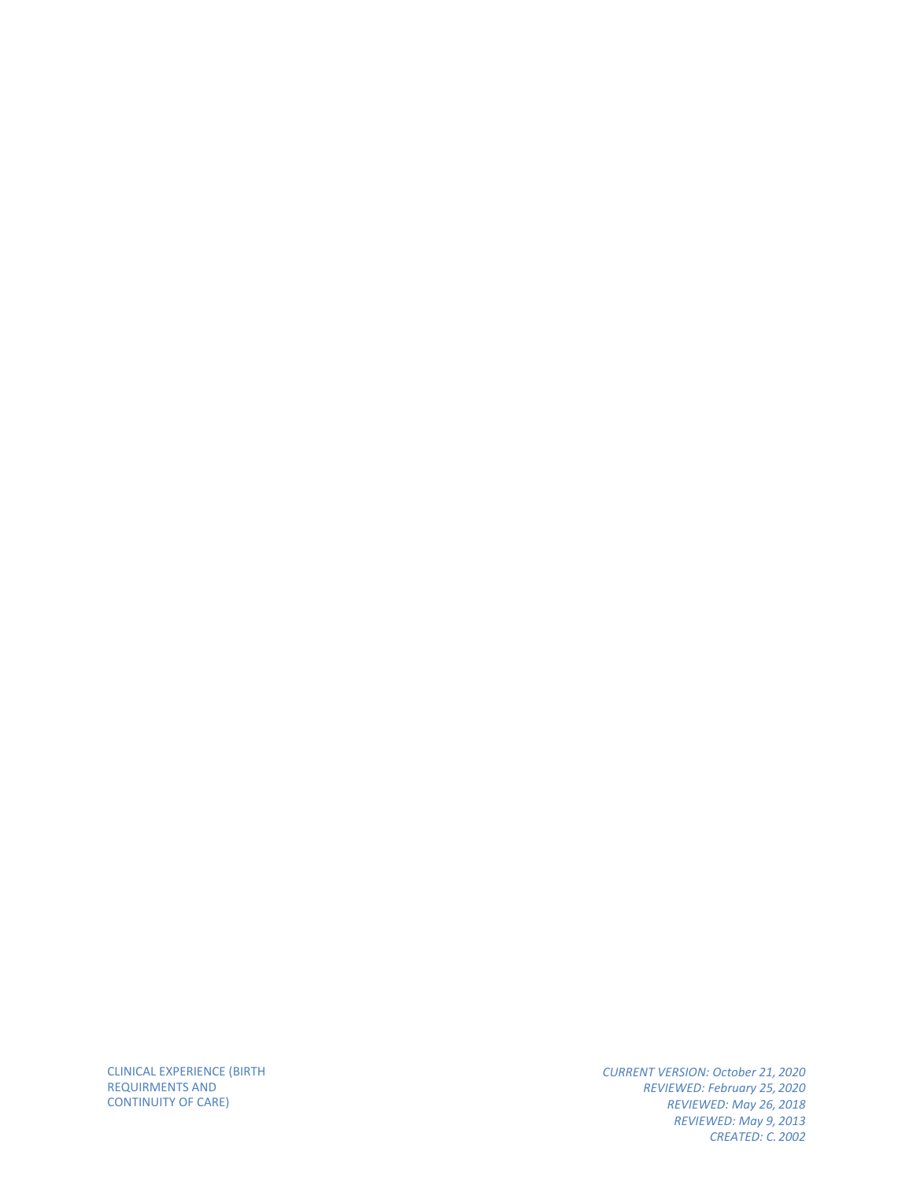*CURRENT VERSION: October 21, 2020*
*REVIEWED: February 25, 2020*
*REVIEWED: May 26, 2018*
*REVIEWED: May 9, 2013*
*CREATED: C. 2002*